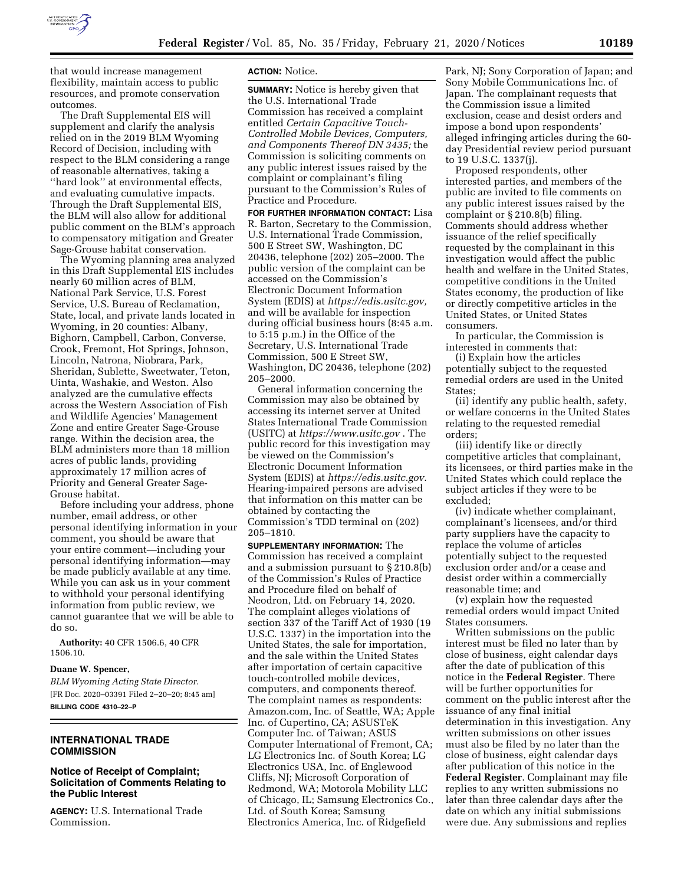that would increase management flexibility, maintain access to public resources, and promote conservation outcomes.

The Draft Supplemental EIS will supplement and clarify the analysis relied on in the 2019 BLM Wyoming Record of Decision, including with respect to the BLM considering a range of reasonable alternatives, taking a ''hard look'' at environmental effects, and evaluating cumulative impacts. Through the Draft Supplemental EIS, the BLM will also allow for additional public comment on the BLM's approach to compensatory mitigation and Greater Sage-Grouse habitat conservation.

The Wyoming planning area analyzed in this Draft Supplemental EIS includes nearly 60 million acres of BLM, National Park Service, U.S. Forest Service, U.S. Bureau of Reclamation, State, local, and private lands located in Wyoming, in 20 counties: Albany, Bighorn, Campbell, Carbon, Converse, Crook, Fremont, Hot Springs, Johnson, Lincoln, Natrona, Niobrara, Park, Sheridan, Sublette, Sweetwater, Teton, Uinta, Washakie, and Weston. Also analyzed are the cumulative effects across the Western Association of Fish and Wildlife Agencies' Management Zone and entire Greater Sage-Grouse range. Within the decision area, the BLM administers more than 18 million acres of public lands, providing approximately 17 million acres of Priority and General Greater Sage-Grouse habitat.

Before including your address, phone number, email address, or other personal identifying information in your comment, you should be aware that your entire comment—including your personal identifying information—may be made publicly available at any time. While you can ask us in your comment to withhold your personal identifying information from public review, we cannot guarantee that we will be able to do so.

**Authority:** 40 CFR 1506.6, 40 CFR 1506.10.

**Duane W. Spencer,**

*BLM Wyoming Acting State Director.*

[FR Doc. 2020–03391 Filed 2–20–20; 8:45 am]

**BILLING CODE 4310–22–P**

## INTERNATIONAL TRADE COMMISSION

### Notice of Receipt of Complaint; Solicitation of Comments Relating to the Public Interest

**AGENCY:** U.S. International Trade Commission.

**ACTION:** Notice.

**SUMMARY:** Notice is hereby given that the U.S. International Trade Commission has received a complaint entitled *Certain Capacitive Touch-Controlled Mobile Devices, Computers, and Components Thereof DN 3435;* the Commission is soliciting comments on any public interest issues raised by the complaint or complainant's filing pursuant to the Commission's Rules of Practice and Procedure.

**FOR FURTHER INFORMATION CONTACT:** Lisa R. Barton, Secretary to the Commission, U.S. International Trade Commission, 500 E Street SW, Washington, DC 20436, telephone (202) 205–2000. The public version of the complaint can be accessed on the Commission's Electronic Document Information System (EDIS) at *https://edis.usitc.gov,* and will be available for inspection during official business hours (8:45 a.m. to 5:15 p.m.) in the Office of the Secretary, U.S. International Trade Commission, 500 E Street SW, Washington, DC 20436, telephone (202) 205–2000.

General information concerning the Commission may also be obtained by accessing its internet server at United States International Trade Commission (USITC) at *https://www.usitc.gov* . The public record for this investigation may be viewed on the Commission's Electronic Document Information System (EDIS) at *https://edis.usitc.gov.* Hearing-impaired persons are advised that information on this matter can be obtained by contacting the Commission's TDD terminal on (202) 205–1810.

**SUPPLEMENTARY INFORMATION:** The Commission has received a complaint and a submission pursuant to § 210.8(b) of the Commission's Rules of Practice and Procedure filed on behalf of Neodron, Ltd. on February 14, 2020. The complaint alleges violations of section 337 of the Tariff Act of 1930 (19 U.S.C. 1337) in the importation into the United States, the sale for importation, and the sale within the United States after importation of certain capacitive touch-controlled mobile devices, computers, and components thereof. The complaint names as respondents: Amazon.com, Inc. of Seattle, WA; Apple Inc. of Cupertino, CA; ASUSTeK Computer Inc. of Taiwan; ASUS Computer International of Fremont, CA; LG Electronics Inc. of South Korea; LG Electronics USA, Inc. of Englewood Cliffs, NJ; Microsoft Corporation of Redmond, WA; Motorola Mobility LLC of Chicago, IL; Samsung Electronics Co., Ltd. of South Korea; Samsung Electronics America, Inc. of Ridgefield Park, NJ; Sony Corporation of Japan; and Sony Mobile Communications Inc. of Japan. The complainant requests that the Commission issue a limited exclusion, cease and desist orders and impose a bond upon respondents' alleged infringing articles during the 60-day Presidential review period pursuant to 19 U.S.C. 1337(j).

Proposed respondents, other interested parties, and members of the public are invited to file comments on any public interest issues raised by the complaint or § 210.8(b) filing. Comments should address whether issuance of the relief specifically requested by the complainant in this investigation would affect the public health and welfare in the United States, competitive conditions in the United States economy, the production of like or directly competitive articles in the United States, or United States consumers.

In particular, the Commission is interested in comments that:

(i) Explain how the articles potentially subject to the requested remedial orders are used in the United States;

(ii) identify any public health, safety, or welfare concerns in the United States relating to the requested remedial orders;

(iii) identify like or directly competitive articles that complainant, its licensees, or third parties make in the United States which could replace the subject articles if they were to be excluded;

(iv) indicate whether complainant, complainant's licensees, and/or third party suppliers have the capacity to replace the volume of articles potentially subject to the requested exclusion order and/or a cease and desist order within a commercially reasonable time; and

(v) explain how the requested remedial orders would impact United States consumers.

Written submissions on the public interest must be filed no later than by close of business, eight calendar days after the date of publication of this notice in the **Federal Register**. There will be further opportunities for comment on the public interest after the issuance of any final initial determination in this investigation. Any written submissions on other issues must also be filed by no later than the close of business, eight calendar days after publication of this notice in the **Federal Register**. Complainant may file replies to any written submissions no later than three calendar days after the date on which any initial submissions were due. Any submissions and replies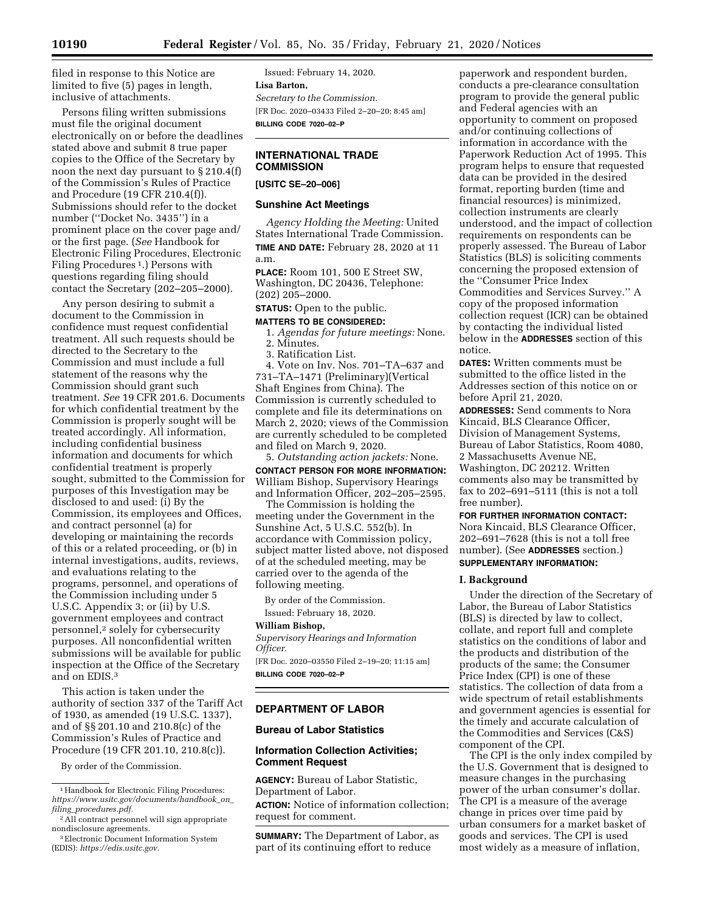filed in response to this Notice are limited to five (5) pages in length, inclusive of attachments.

Persons filing written submissions must file the original document electronically on or before the deadlines stated above and submit 8 true paper copies to the Office of the Secretary by noon the next day pursuant to § 210.4(f) of the Commission's Rules of Practice and Procedure (19 CFR 210.4(f)). Submissions should refer to the docket number (''Docket No. 3435'') in a prominent place on the cover page and/or the first page. (*See* Handbook for Electronic Filing Procedures, Electronic Filing Procedures [1].) Persons with questions regarding filing should contact the Secretary (202–205–2000).

Any person desiring to submit a document to the Commission in confidence must request confidential treatment. All such requests should be directed to the Secretary to the Commission and must include a full statement of the reasons why the Commission should grant such treatment. *See* 19 CFR 201.6. Documents for which confidential treatment by the Commission is properly sought will be treated accordingly. All information, including confidential business information and documents for which confidential treatment is properly sought, submitted to the Commission for purposes of this Investigation may be disclosed to and used: (i) By the Commission, its employees and Offices, and contract personnel (a) for developing or maintaining the records of this or a related proceeding, or (b) in internal investigations, audits, reviews, and evaluations relating to the programs, personnel, and operations of the Commission including under 5 U.S.C. Appendix 3; or (ii) by U.S. government employees and contract personnel,[2] solely for cybersecurity purposes. All nonconfidential written submissions will be available for public inspection at the Office of the Secretary and on EDIS.[3]

This action is taken under the authority of section 337 of the Tariff Act of 1930, as amended (19 U.S.C. 1337), and of §§ 201.10 and 210.8(c) of the Commission's Rules of Practice and Procedure (19 CFR 201.10, 210.8(c)).

By order of the Commission.

[1] Handbook for Electronic Filing Procedures: *https://www.usitc.gov/documents/handbook_on_filing_procedures.pdf.*

[2] All contract personnel will sign appropriate nondisclosure agreements.

[3] Electronic Document Information System (EDIS): *https://edis.usitc.gov.*

Issued: February 14, 2020.

**Lisa Barton,**

*Secretary to the Commission.*

[FR Doc. 2020–03433 Filed 2–20–20; 8:45 am]

**BILLING CODE 7020–02–P**

---

## INTERNATIONAL TRADE COMMISSION

**[USITC SE–20–006]**

### Sunshine Act Meetings

*Agency Holding the Meeting:* United States International Trade Commission.

**TIME AND DATE:** February 28, 2020 at 11 a.m.

**PLACE:** Room 101, 500 E Street SW, Washington, DC 20436, Telephone: (202) 205–2000.

**STATUS:** Open to the public.

**MATTERS TO BE CONSIDERED:**

1. *Agendas for future meetings:* None.
2. Minutes.
3. Ratification List.
4. Vote on Inv. Nos. 701–TA–637 and 731–TA–1471 (Preliminary)(Vertical Shaft Engines from China). The Commission is currently scheduled to complete and file its determinations on March 2, 2020; views of the Commission are currently scheduled to be completed and filed on March 9, 2020.
5. *Outstanding action jackets:* None.

**CONTACT PERSON FOR MORE INFORMATION:** William Bishop, Supervisory Hearings and Information Officer, 202–205–2595.

The Commission is holding the meeting under the Government in the Sunshine Act, 5 U.S.C. 552(b). In accordance with Commission policy, subject matter listed above, not disposed of at the scheduled meeting, may be carried over to the agenda of the following meeting.

By order of the Commission.

Issued: February 18, 2020.

**William Bishop,**

*Supervisory Hearings and Information Officer.*

[FR Doc. 2020–03550 Filed 2–19–20; 11:15 am]

**BILLING CODE 7020–02–P**

---

## DEPARTMENT OF LABOR

### Bureau of Labor Statistics

### Information Collection Activities; Comment Request

**AGENCY:** Bureau of Labor Statistic, Department of Labor.

**ACTION:** Notice of information collection; request for comment.

**SUMMARY:** The Department of Labor, as part of its continuing effort to reduce paperwork and respondent burden, conducts a pre-clearance consultation program to provide the general public and Federal agencies with an opportunity to comment on proposed and/or continuing collections of information in accordance with the Paperwork Reduction Act of 1995. This program helps to ensure that requested data can be provided in the desired format, reporting burden (time and financial resources) is minimized, collection instruments are clearly understood, and the impact of collection requirements on respondents can be properly assessed. The Bureau of Labor Statistics (BLS) is soliciting comments concerning the proposed extension of the ''Consumer Price Index Commodities and Services Survey.'' A copy of the proposed information collection request (ICR) can be obtained by contacting the individual listed below in the **ADDRESSES** section of this notice.

**DATES:** Written comments must be submitted to the office listed in the Addresses section of this notice on or before April 21, 2020.

**ADDRESSES:** Send comments to Nora Kincaid, BLS Clearance Officer, Division of Management Systems, Bureau of Labor Statistics, Room 4080, 2 Massachusetts Avenue NE, Washington, DC 20212. Written comments also may be transmitted by fax to 202–691–5111 (this is not a toll free number).

**FOR FURTHER INFORMATION CONTACT:** Nora Kincaid, BLS Clearance Officer, 202–691–7628 (this is not a toll free number). (See **ADDRESSES** section.)

**SUPPLEMENTARY INFORMATION:**

#### I. Background

Under the direction of the Secretary of Labor, the Bureau of Labor Statistics (BLS) is directed by law to collect, collate, and report full and complete statistics on the conditions of labor and the products and distribution of the products of the same; the Consumer Price Index (CPI) is one of these statistics. The collection of data from a wide spectrum of retail establishments and government agencies is essential for the timely and accurate calculation of the Commodities and Services (C&S) component of the CPI.

The CPI is the only index compiled by the U.S. Government that is designed to measure changes in the purchasing power of the urban consumer's dollar. The CPI is a measure of the average change in prices over time paid by urban consumers for a market basket of goods and services. The CPI is used most widely as a measure of inflation,